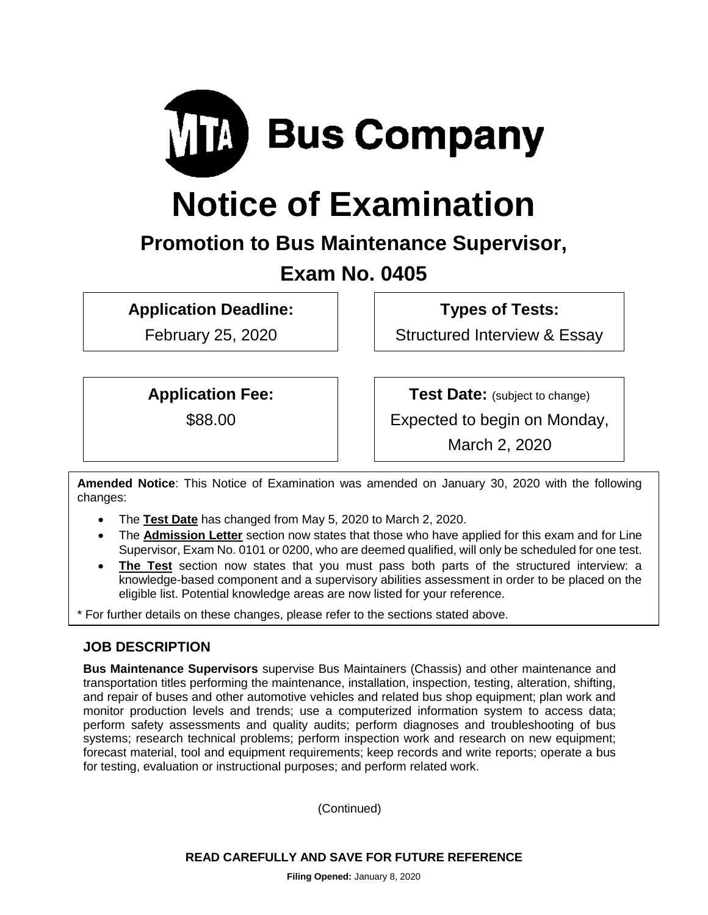MTA Bus Company

# Notice of Examination

## Promotion to Bus Maintenance Supervisor,

## Exam No. 0405

| **Application Deadline:** | **Types of Tests:** |
|---|---|
| February 25, 2020 | Structured Interview & Essay |

| **Application Fee:** | **Test Date:** (subject to change) |
|---|---|
| $88.00 | Expected to begin on Monday, March 2, 2020 |

**Amended Notice**: This Notice of Examination was amended on January 30, 2020 with the following changes:

- The **Test Date** has changed from May 5, 2020 to March 2, 2020.
- The **Admission Letter** section now states that those who have applied for this exam and for Line Supervisor, Exam No. 0101 or 0200, who are deemed qualified, will only be scheduled for one test.
- **The Test** section now states that you must pass both parts of the structured interview: a knowledge-based component and a supervisory abilities assessment in order to be placed on the eligible list. Potential knowledge areas are now listed for your reference.

\* For further details on these changes, please refer to the sections stated above.

### JOB DESCRIPTION

**Bus Maintenance Supervisors** supervise Bus Maintainers (Chassis) and other maintenance and transportation titles performing the maintenance, installation, inspection, testing, alteration, shifting, and repair of buses and other automotive vehicles and related bus shop equipment; plan work and monitor production levels and trends; use a computerized information system to access data; perform safety assessments and quality audits; perform diagnoses and troubleshooting of bus systems; research technical problems; perform inspection work and research on new equipment; forecast material, tool and equipment requirements; keep records and write reports; operate a bus for testing, evaluation or instructional purposes; and perform related work.

(Continued)

**READ CAREFULLY AND SAVE FOR FUTURE REFERENCE**

**Filing Opened:** January 8, 2020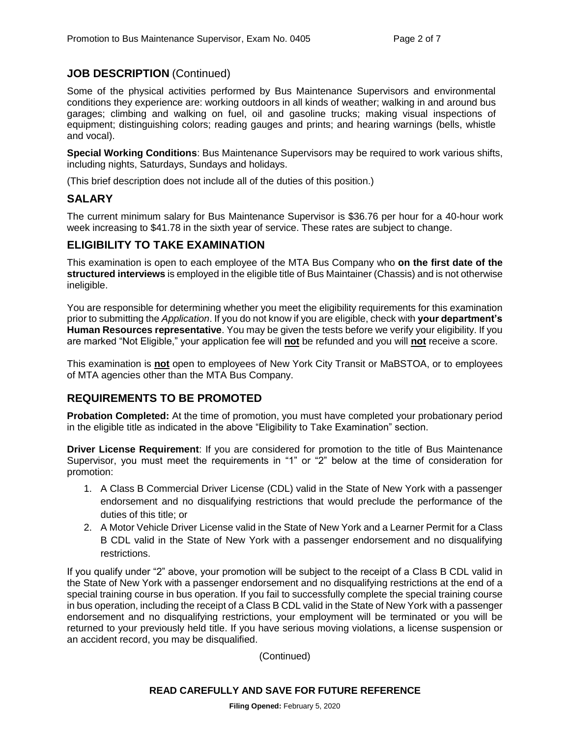## JOB DESCRIPTION (Continued)

Some of the physical activities performed by Bus Maintenance Supervisors and environmental conditions they experience are: working outdoors in all kinds of weather; walking in and around bus garages; climbing and walking on fuel, oil and gasoline trucks; making visual inspections of equipment; distinguishing colors; reading gauges and prints; and hearing warnings (bells, whistle and vocal).

**Special Working Conditions**: Bus Maintenance Supervisors may be required to work various shifts, including nights, Saturdays, Sundays and holidays.

(This brief description does not include all of the duties of this position.)

## SALARY

The current minimum salary for Bus Maintenance Supervisor is $36.76 per hour for a 40-hour work week increasing to $41.78 in the sixth year of service. These rates are subject to change.

## ELIGIBILITY TO TAKE EXAMINATION

This examination is open to each employee of the MTA Bus Company who **on the first date of the structured interviews** is employed in the eligible title of Bus Maintainer (Chassis) and is not otherwise ineligible.

You are responsible for determining whether you meet the eligibility requirements for this examination prior to submitting the *Application*. If you do not know if you are eligible, check with **your department's Human Resources representative**. You may be given the tests before we verify your eligibility. If you are marked "Not Eligible," your application fee will **not** be refunded and you will **not** receive a score.

This examination is **not** open to employees of New York City Transit or MaBSTOA, or to employees of MTA agencies other than the MTA Bus Company.

## REQUIREMENTS TO BE PROMOTED

**Probation Completed:** At the time of promotion, you must have completed your probationary period in the eligible title as indicated in the above "Eligibility to Take Examination" section.

**Driver License Requirement**: If you are considered for promotion to the title of Bus Maintenance Supervisor, you must meet the requirements in "1" or "2" below at the time of consideration for promotion:

1. A Class B Commercial Driver License (CDL) valid in the State of New York with a passenger endorsement and no disqualifying restrictions that would preclude the performance of the duties of this title; or
2. A Motor Vehicle Driver License valid in the State of New York and a Learner Permit for a Class B CDL valid in the State of New York with a passenger endorsement and no disqualifying restrictions.

If you qualify under "2" above, your promotion will be subject to the receipt of a Class B CDL valid in the State of New York with a passenger endorsement and no disqualifying restrictions at the end of a special training course in bus operation. If you fail to successfully complete the special training course in bus operation, including the receipt of a Class B CDL valid in the State of New York with a passenger endorsement and no disqualifying restrictions, your employment will be terminated or you will be returned to your previously held title. If you have serious moving violations, a license suspension or an accident record, you may be disqualified.

(Continued)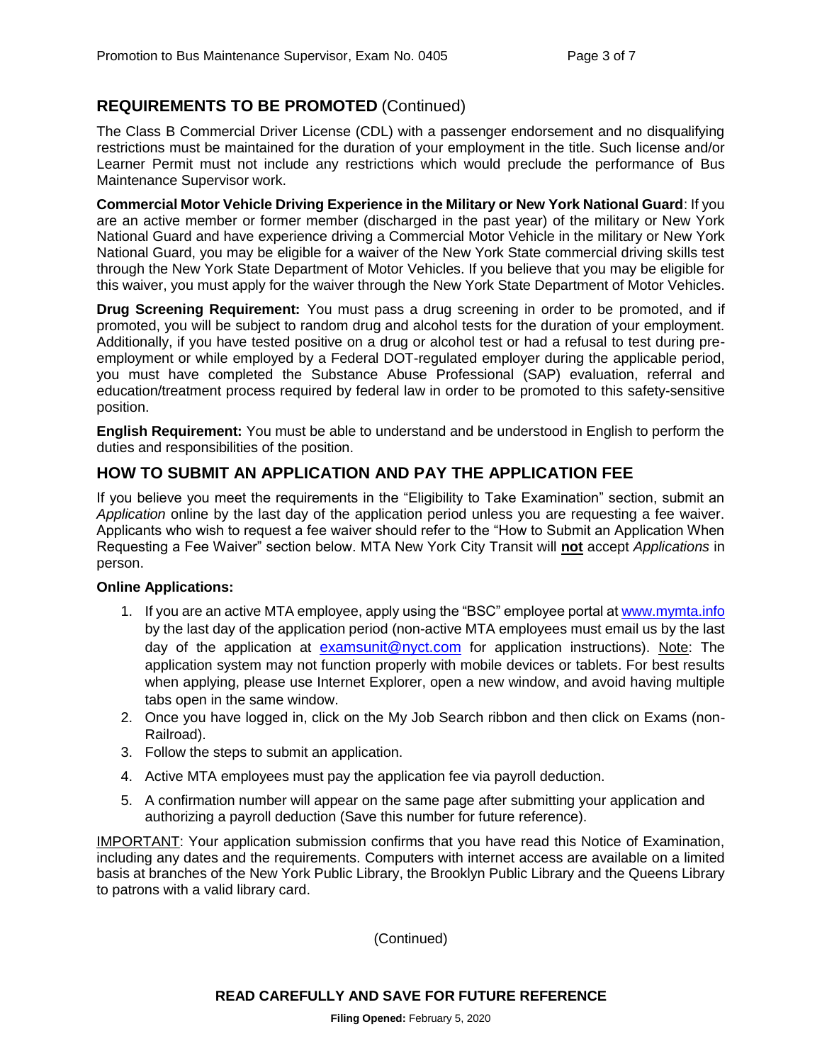## REQUIREMENTS TO BE PROMOTED (Continued)

The Class B Commercial Driver License (CDL) with a passenger endorsement and no disqualifying restrictions must be maintained for the duration of your employment in the title. Such license and/or Learner Permit must not include any restrictions which would preclude the performance of Bus Maintenance Supervisor work.

**Commercial Motor Vehicle Driving Experience in the Military or New York National Guard**: If you are an active member or former member (discharged in the past year) of the military or New York National Guard and have experience driving a Commercial Motor Vehicle in the military or New York National Guard, you may be eligible for a waiver of the New York State commercial driving skills test through the New York State Department of Motor Vehicles. If you believe that you may be eligible for this waiver, you must apply for the waiver through the New York State Department of Motor Vehicles.

**Drug Screening Requirement:** You must pass a drug screening in order to be promoted, and if promoted, you will be subject to random drug and alcohol tests for the duration of your employment. Additionally, if you have tested positive on a drug or alcohol test or had a refusal to test during pre-employment or while employed by a Federal DOT-regulated employer during the applicable period, you must have completed the Substance Abuse Professional (SAP) evaluation, referral and education/treatment process required by federal law in order to be promoted to this safety-sensitive position.

**English Requirement:** You must be able to understand and be understood in English to perform the duties and responsibilities of the position.

## HOW TO SUBMIT AN APPLICATION AND PAY THE APPLICATION FEE

If you believe you meet the requirements in the "Eligibility to Take Examination" section, submit an *Application* online by the last day of the application period unless you are requesting a fee waiver. Applicants who wish to request a fee waiver should refer to the "How to Submit an Application When Requesting a Fee Waiver" section below. MTA New York City Transit will **not** accept *Applications* in person.

**Online Applications:**

1. If you are an active MTA employee, apply using the "BSC" employee portal at www.mymta.info by the last day of the application period (non-active MTA employees must email us by the last day of the application at examsunit@nyct.com for application instructions). Note: The application system may not function properly with mobile devices or tablets. For best results when applying, please use Internet Explorer, open a new window, and avoid having multiple tabs open in the same window.
2. Once you have logged in, click on the My Job Search ribbon and then click on Exams (non-Railroad).
3. Follow the steps to submit an application.
4. Active MTA employees must pay the application fee via payroll deduction.
5. A confirmation number will appear on the same page after submitting your application and authorizing a payroll deduction (Save this number for future reference).

IMPORTANT: Your application submission confirms that you have read this Notice of Examination, including any dates and the requirements. Computers with internet access are available on a limited basis at branches of the New York Public Library, the Brooklyn Public Library and the Queens Library to patrons with a valid library card.

(Continued)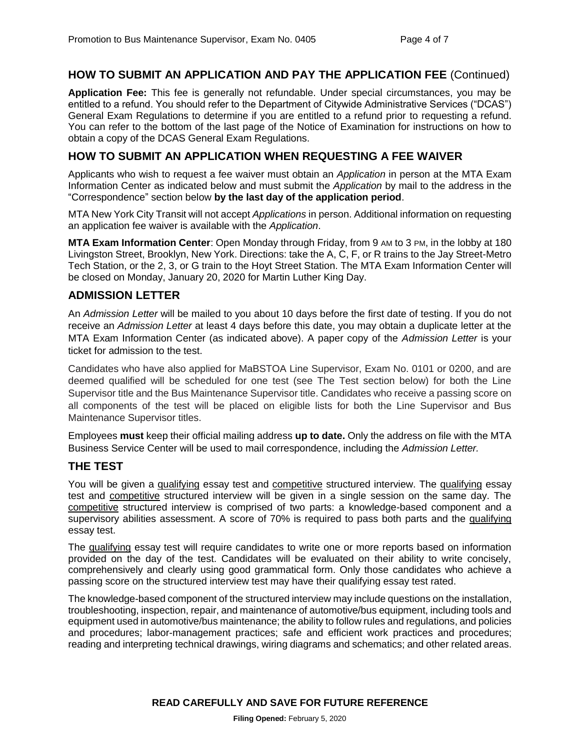## HOW TO SUBMIT AN APPLICATION AND PAY THE APPLICATION FEE (Continued)

**Application Fee:** This fee is generally not refundable. Under special circumstances, you may be entitled to a refund. You should refer to the Department of Citywide Administrative Services ("DCAS") General Exam Regulations to determine if you are entitled to a refund prior to requesting a refund. You can refer to the bottom of the last page of the Notice of Examination for instructions on how to obtain a copy of the DCAS General Exam Regulations.

## HOW TO SUBMIT AN APPLICATION WHEN REQUESTING A FEE WAIVER

Applicants who wish to request a fee waiver must obtain an *Application* in person at the MTA Exam Information Center as indicated below and must submit the *Application* by mail to the address in the "Correspondence" section below **by the last day of the application period**.

MTA New York City Transit will not accept *Applications* in person. Additional information on requesting an application fee waiver is available with the *Application*.

**MTA Exam Information Center**: Open Monday through Friday, from 9 AM to 3 PM, in the lobby at 180 Livingston Street, Brooklyn, New York. Directions: take the A, C, F, or R trains to the Jay Street-Metro Tech Station, or the 2, 3, or G train to the Hoyt Street Station. The MTA Exam Information Center will be closed on Monday, January 20, 2020 for Martin Luther King Day.

## ADMISSION LETTER

An *Admission Letter* will be mailed to you about 10 days before the first date of testing. If you do not receive an *Admission Letter* at least 4 days before this date, you may obtain a duplicate letter at the MTA Exam Information Center (as indicated above). A paper copy of the *Admission Letter* is your ticket for admission to the test.

Candidates who have also applied for MaBSTOA Line Supervisor, Exam No. 0101 or 0200, and are deemed qualified will be scheduled for one test (see The Test section below) for both the Line Supervisor title and the Bus Maintenance Supervisor title. Candidates who receive a passing score on all components of the test will be placed on eligible lists for both the Line Supervisor and Bus Maintenance Supervisor titles.

Employees **must** keep their official mailing address **up to date.** Only the address on file with the MTA Business Service Center will be used to mail correspondence, including the *Admission Letter.*

## THE TEST

You will be given a qualifying essay test and competitive structured interview. The qualifying essay test and competitive structured interview will be given in a single session on the same day. The competitive structured interview is comprised of two parts: a knowledge-based component and a supervisory abilities assessment. A score of 70% is required to pass both parts and the qualifying essay test.

The qualifying essay test will require candidates to write one or more reports based on information provided on the day of the test. Candidates will be evaluated on their ability to write concisely, comprehensively and clearly using good grammatical form. Only those candidates who achieve a passing score on the structured interview test may have their qualifying essay test rated.

The knowledge-based component of the structured interview may include questions on the installation, troubleshooting, inspection, repair, and maintenance of automotive/bus equipment, including tools and equipment used in automotive/bus maintenance; the ability to follow rules and regulations, and policies and procedures; labor-management practices; safe and efficient work practices and procedures; reading and interpreting technical drawings, wiring diagrams and schematics; and other related areas.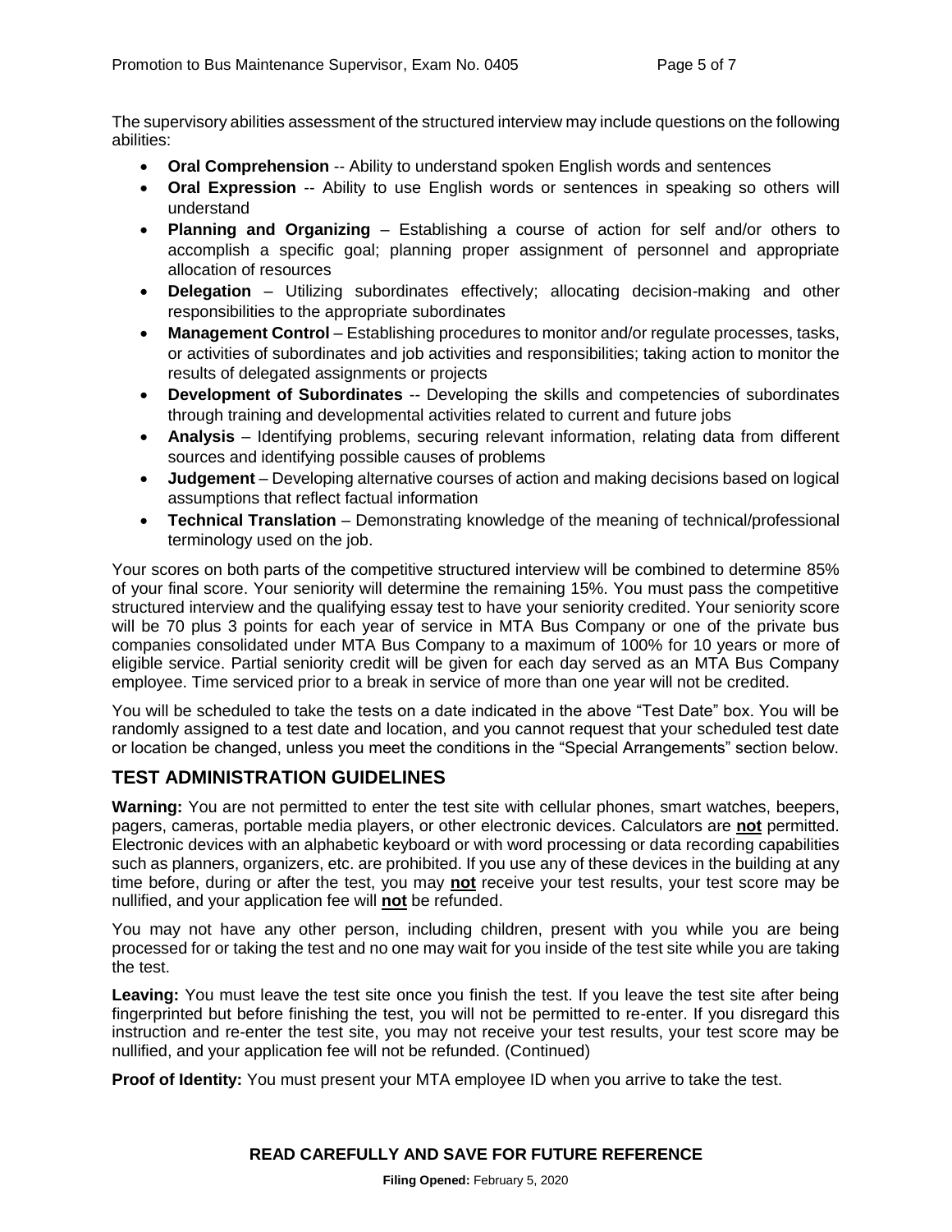The supervisory abilities assessment of the structured interview may include questions on the following abilities:

- **Oral Comprehension** -- Ability to understand spoken English words and sentences
- **Oral Expression** -- Ability to use English words or sentences in speaking so others will understand
- **Planning and Organizing** – Establishing a course of action for self and/or others to accomplish a specific goal; planning proper assignment of personnel and appropriate allocation of resources
- **Delegation** – Utilizing subordinates effectively; allocating decision-making and other responsibilities to the appropriate subordinates
- **Management Control** – Establishing procedures to monitor and/or regulate processes, tasks, or activities of subordinates and job activities and responsibilities; taking action to monitor the results of delegated assignments or projects
- **Development of Subordinates** -- Developing the skills and competencies of subordinates through training and developmental activities related to current and future jobs
- **Analysis** – Identifying problems, securing relevant information, relating data from different sources and identifying possible causes of problems
- **Judgement** – Developing alternative courses of action and making decisions based on logical assumptions that reflect factual information
- **Technical Translation** – Demonstrating knowledge of the meaning of technical/professional terminology used on the job.

Your scores on both parts of the competitive structured interview will be combined to determine 85% of your final score. Your seniority will determine the remaining 15%. You must pass the competitive structured interview and the qualifying essay test to have your seniority credited. Your seniority score will be 70 plus 3 points for each year of service in MTA Bus Company or one of the private bus companies consolidated under MTA Bus Company to a maximum of 100% for 10 years or more of eligible service. Partial seniority credit will be given for each day served as an MTA Bus Company employee. Time serviced prior to a break in service of more than one year will not be credited.

You will be scheduled to take the tests on a date indicated in the above "Test Date" box. You will be randomly assigned to a test date and location, and you cannot request that your scheduled test date or location be changed, unless you meet the conditions in the "Special Arrangements" section below.

## TEST ADMINISTRATION GUIDELINES

**Warning:** You are not permitted to enter the test site with cellular phones, smart watches, beepers, pagers, cameras, portable media players, or other electronic devices. Calculators are **not** permitted. Electronic devices with an alphabetic keyboard or with word processing or data recording capabilities such as planners, organizers, etc. are prohibited. If you use any of these devices in the building at any time before, during or after the test, you may **not** receive your test results, your test score may be nullified, and your application fee will **not** be refunded.

You may not have any other person, including children, present with you while you are being processed for or taking the test and no one may wait for you inside of the test site while you are taking the test.

**Leaving:** You must leave the test site once you finish the test. If you leave the test site after being fingerprinted but before finishing the test, you will not be permitted to re-enter. If you disregard this instruction and re-enter the test site, you may not receive your test results, your test score may be nullified, and your application fee will not be refunded. (Continued)

**Proof of Identity:** You must present your MTA employee ID when you arrive to take the test.

**READ CAREFULLY AND SAVE FOR FUTURE REFERENCE**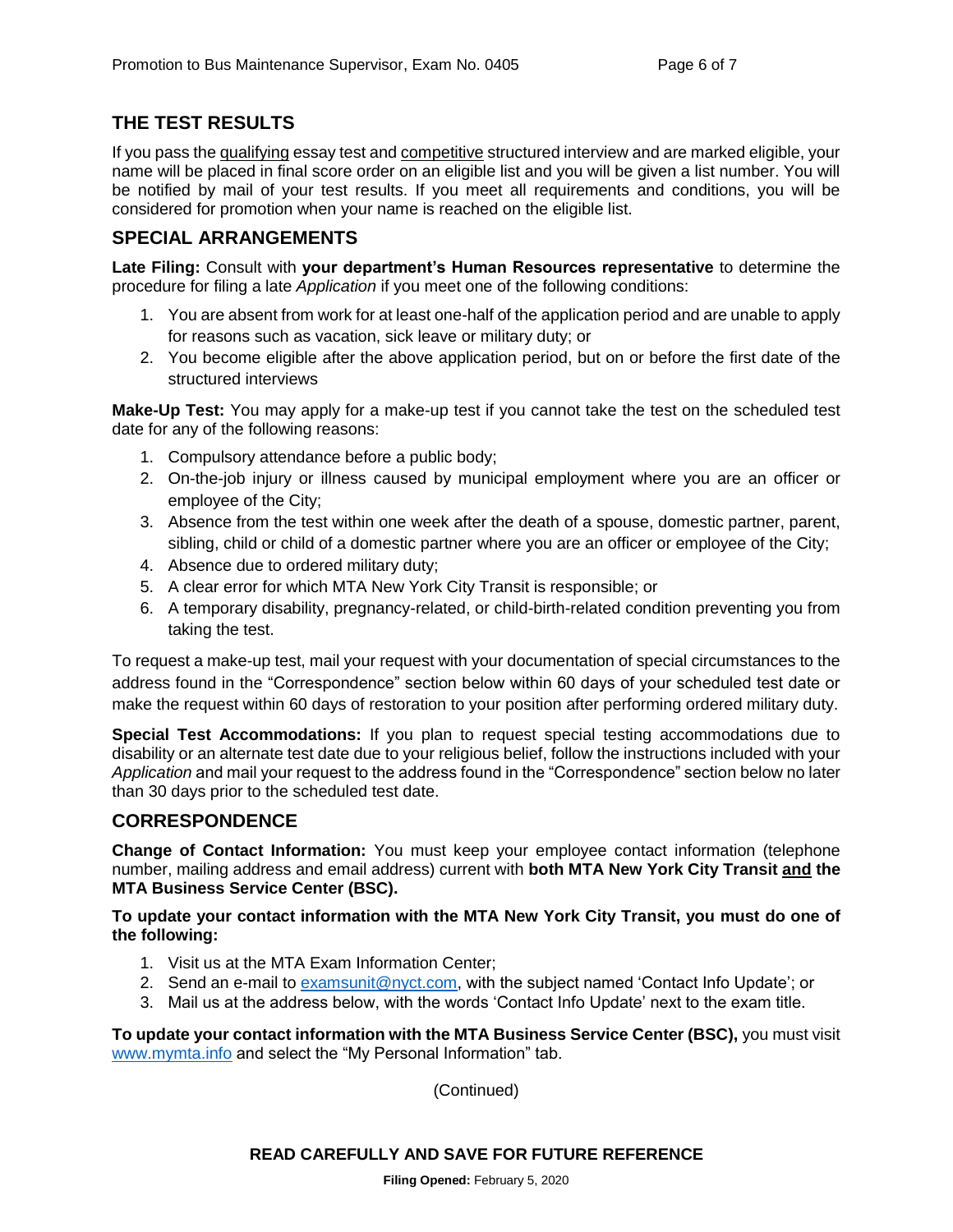## THE TEST RESULTS

If you pass the qualifying essay test and competitive structured interview and are marked eligible, your name will be placed in final score order on an eligible list and you will be given a list number. You will be notified by mail of your test results. If you meet all requirements and conditions, you will be considered for promotion when your name is reached on the eligible list.

## SPECIAL ARRANGEMENTS

**Late Filing:** Consult with **your department's Human Resources representative** to determine the procedure for filing a late *Application* if you meet one of the following conditions:

1. You are absent from work for at least one-half of the application period and are unable to apply for reasons such as vacation, sick leave or military duty; or
2. You become eligible after the above application period, but on or before the first date of the structured interviews

**Make-Up Test:** You may apply for a make-up test if you cannot take the test on the scheduled test date for any of the following reasons:

1. Compulsory attendance before a public body;
2. On-the-job injury or illness caused by municipal employment where you are an officer or employee of the City;
3. Absence from the test within one week after the death of a spouse, domestic partner, parent, sibling, child or child of a domestic partner where you are an officer or employee of the City;
4. Absence due to ordered military duty;
5. A clear error for which MTA New York City Transit is responsible; or
6. A temporary disability, pregnancy-related, or child-birth-related condition preventing you from taking the test.

To request a make-up test, mail your request with your documentation of special circumstances to the address found in the "Correspondence" section below within 60 days of your scheduled test date or make the request within 60 days of restoration to your position after performing ordered military duty.

**Special Test Accommodations:** If you plan to request special testing accommodations due to disability or an alternate test date due to your religious belief, follow the instructions included with your *Application* and mail your request to the address found in the "Correspondence" section below no later than 30 days prior to the scheduled test date.

## CORRESPONDENCE

**Change of Contact Information:** You must keep your employee contact information (telephone number, mailing address and email address) current with **both MTA New York City Transit and the MTA Business Service Center (BSC).**

**To update your contact information with the MTA New York City Transit, you must do one of the following:**

1. Visit us at the MTA Exam Information Center;
2. Send an e-mail to examsunit@nyct.com, with the subject named 'Contact Info Update'; or
3. Mail us at the address below, with the words 'Contact Info Update' next to the exam title.

**To update your contact information with the MTA Business Service Center (BSC),** you must visit www.mymta.info and select the "My Personal Information" tab.

(Continued)

**READ CAREFULLY AND SAVE FOR FUTURE REFERENCE**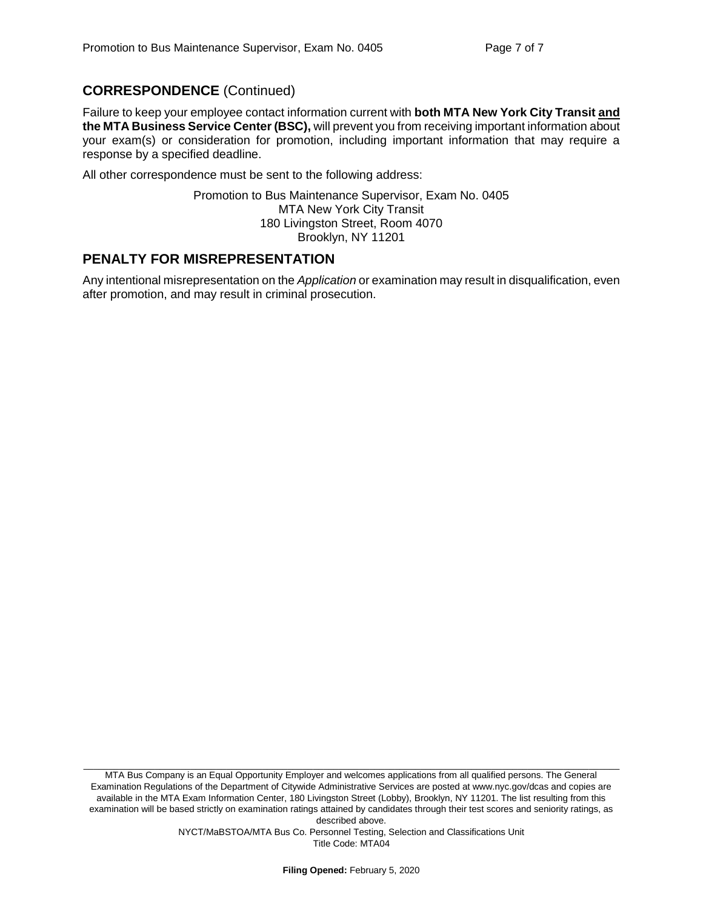## CORRESPONDENCE (Continued)

Failure to keep your employee contact information current with **both MTA New York City Transit and the MTA Business Service Center (BSC),** will prevent you from receiving important information about your exam(s) or consideration for promotion, including important information that may require a response by a specified deadline.

All other correspondence must be sent to the following address:

Promotion to Bus Maintenance Supervisor, Exam No. 0405
MTA New York City Transit
180 Livingston Street, Room 4070
Brooklyn, NY 11201

## PENALTY FOR MISREPRESENTATION

Any intentional misrepresentation on the *Application* or examination may result in disqualification, even after promotion, and may result in criminal prosecution.

MTA Bus Company is an Equal Opportunity Employer and welcomes applications from all qualified persons. The General Examination Regulations of the Department of Citywide Administrative Services are posted at www.nyc.gov/dcas and copies are available in the MTA Exam Information Center, 180 Livingston Street (Lobby), Brooklyn, NY 11201. The list resulting from this examination will be based strictly on examination ratings attained by candidates through their test scores and seniority ratings, as described above.

NYCT/MaBSTOA/MTA Bus Co. Personnel Testing, Selection and Classifications Unit
Title Code: MTA04

**Filing Opened:** February 5, 2020